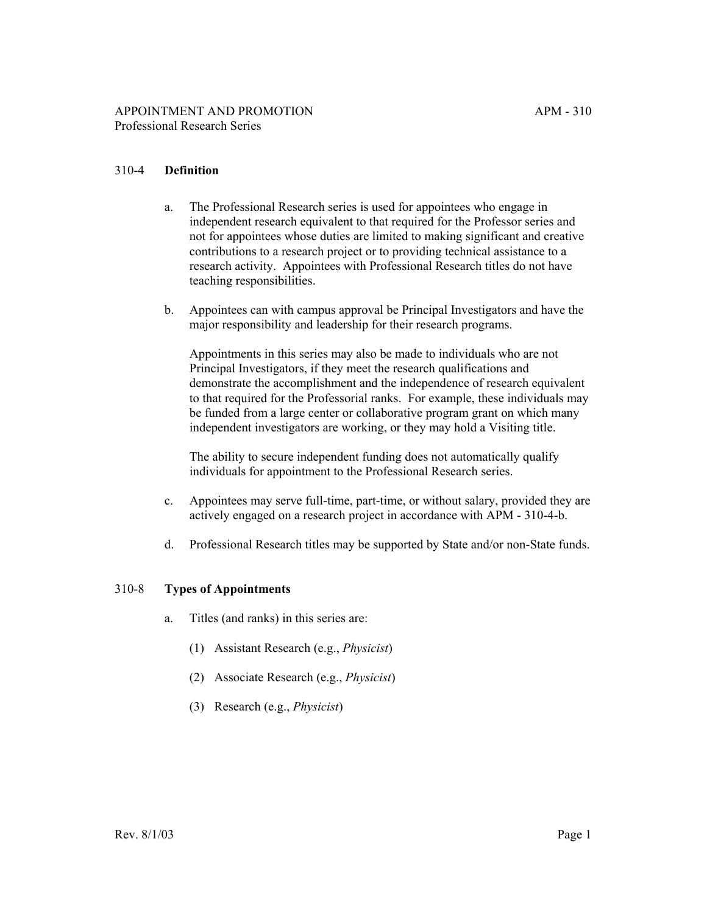# APPOINTMENT AND PROMOTION — APM - 310

## Professional Research Series

### 310-4 Definition

a. The Professional Research series is used for appointees who engage in independent research equivalent to that required for the Professor series and not for appointees whose duties are limited to making significant and creative contributions to a research project or to providing technical assistance to a research activity. Appointees with Professional Research titles do not have teaching responsibilities.

b. Appointees can with campus approval be Principal Investigators and have the major responsibility and leadership for their research programs.

   Appointments in this series may also be made to individuals who are not Principal Investigators, if they meet the research qualifications and demonstrate the accomplishment and the independence of research equivalent to that required for the Professorial ranks. For example, these individuals may be funded from a large center or collaborative program grant on which many independent investigators are working, or they may hold a Visiting title.

   The ability to secure independent funding does not automatically qualify individuals for appointment to the Professional Research series.

c. Appointees may serve full-time, part-time, or without salary, provided they are actively engaged on a research project in accordance with APM - 310-4-b.

d. Professional Research titles may be supported by State and/or non-State funds.

### 310-8 Types of Appointments

a. Titles (and ranks) in this series are:

   (1) Assistant Research (e.g., *Physicist*)

   (2) Associate Research (e.g., *Physicist*)

   (3) Research (e.g., *Physicist*)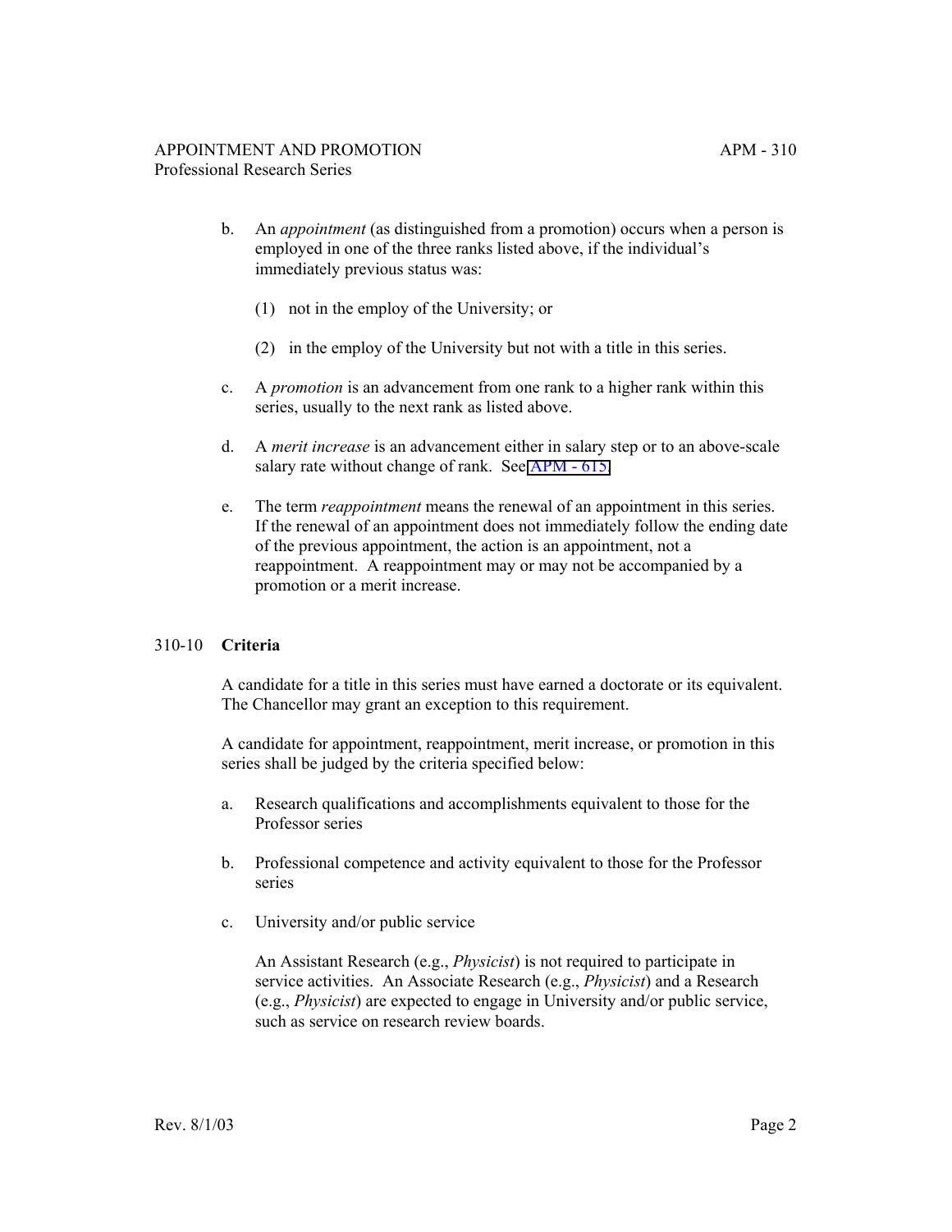b. An *appointment* (as distinguished from a promotion) occurs when a person is employed in one of the three ranks listed above, if the individual's immediately previous status was:

   (1) not in the employ of the University; or

   (2) in the employ of the University but not with a title in this series.

c. A *promotion* is an advancement from one rank to a higher rank within this series, usually to the next rank as listed above.

d. A *merit increase* is an advancement either in salary step or to an above-scale salary rate without change of rank. See APM - 615.

e. The term *reappointment* means the renewal of an appointment in this series. If the renewal of an appointment does not immediately follow the ending date of the previous appointment, the action is an appointment, not a reappointment. A reappointment may or may not be accompanied by a promotion or a merit increase.

## 310-10 **Criteria**

A candidate for a title in this series must have earned a doctorate or its equivalent. The Chancellor may grant an exception to this requirement.

A candidate for appointment, reappointment, merit increase, or promotion in this series shall be judged by the criteria specified below:

a. Research qualifications and accomplishments equivalent to those for the Professor series

b. Professional competence and activity equivalent to those for the Professor series

c. University and/or public service

   An Assistant Research (e.g., *Physicist*) is not required to participate in service activities. An Associate Research (e.g., *Physicist*) and a Research (e.g., *Physicist*) are expected to engage in University and/or public service, such as service on research review boards.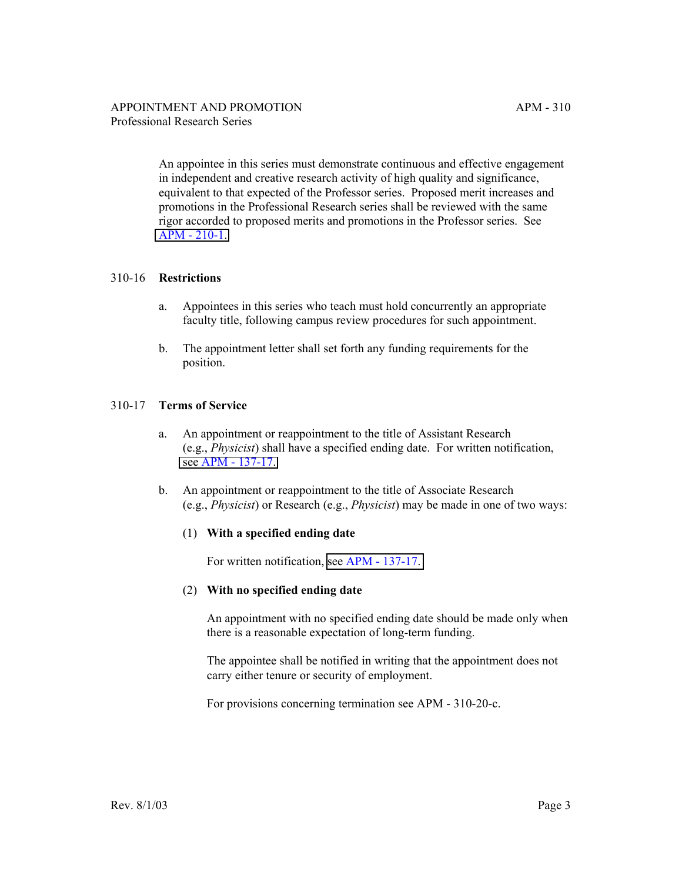An appointee in this series must demonstrate continuous and effective engagement in independent and creative research activity of high quality and significance, equivalent to that expected of the Professor series. Proposed merit increases and promotions in the Professional Research series shall be reviewed with the same rigor accorded to proposed merits and promotions in the Professor series. See APM - 210-1.

## 310-16 Restrictions

a. Appointees in this series who teach must hold concurrently an appropriate faculty title, following campus review procedures for such appointment.

b. The appointment letter shall set forth any funding requirements for the position.

## 310-17 Terms of Service

a. An appointment or reappointment to the title of Assistant Research (e.g., *Physicist*) shall have a specified ending date. For written notification, see APM - 137-17.

b. An appointment or reappointment to the title of Associate Research (e.g., *Physicist*) or Research (e.g., *Physicist*) may be made in one of two ways:

   (1) **With a specified ending date**

   For written notification, see APM - 137-17.

   (2) **With no specified ending date**

   An appointment with no specified ending date should be made only when there is a reasonable expectation of long-term funding.

   The appointee shall be notified in writing that the appointment does not carry either tenure or security of employment.

   For provisions concerning termination see APM - 310-20-c.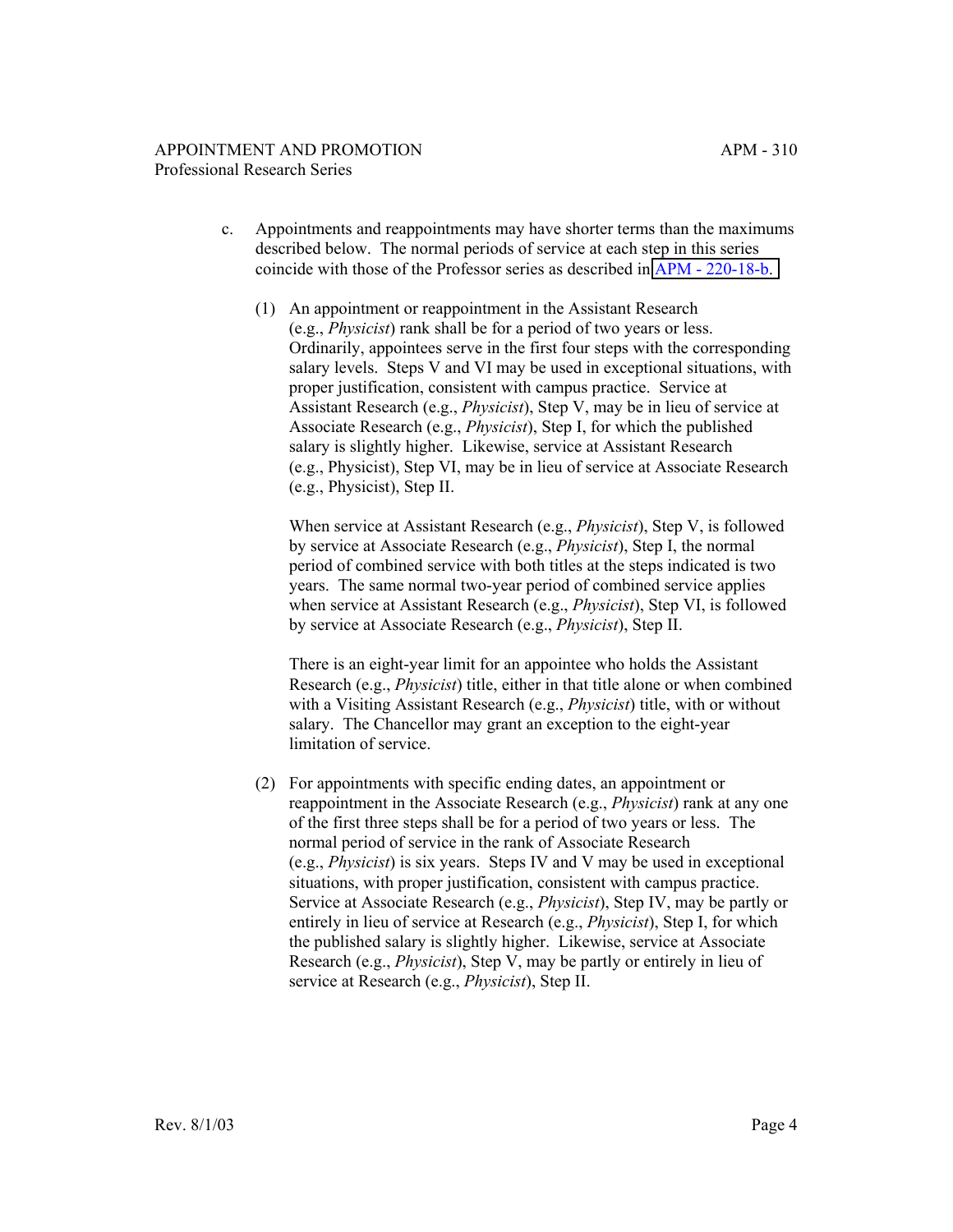c. Appointments and reappointments may have shorter terms than the maximums described below. The normal periods of service at each step in this series coincide with those of the Professor series as described in APM - 220-18-b.

(1) An appointment or reappointment in the Assistant Research (e.g., *Physicist*) rank shall be for a period of two years or less. Ordinarily, appointees serve in the first four steps with the corresponding salary levels. Steps V and VI may be used in exceptional situations, with proper justification, consistent with campus practice. Service at Assistant Research (e.g., *Physicist*), Step V, may be in lieu of service at Associate Research (e.g., *Physicist*), Step I, for which the published salary is slightly higher. Likewise, service at Assistant Research (e.g., Physicist), Step VI, may be in lieu of service at Associate Research (e.g., Physicist), Step II.

When service at Assistant Research (e.g., *Physicist*), Step V, is followed by service at Associate Research (e.g., *Physicist*), Step I, the normal period of combined service with both titles at the steps indicated is two years. The same normal two-year period of combined service applies when service at Assistant Research (e.g., *Physicist*), Step VI, is followed by service at Associate Research (e.g., *Physicist*), Step II.

There is an eight-year limit for an appointee who holds the Assistant Research (e.g., *Physicist*) title, either in that title alone or when combined with a Visiting Assistant Research (e.g., *Physicist*) title, with or without salary. The Chancellor may grant an exception to the eight-year limitation of service.

(2) For appointments with specific ending dates, an appointment or reappointment in the Associate Research (e.g., *Physicist*) rank at any one of the first three steps shall be for a period of two years or less. The normal period of service in the rank of Associate Research (e.g., *Physicist*) is six years. Steps IV and V may be used in exceptional situations, with proper justification, consistent with campus practice. Service at Associate Research (e.g., *Physicist*), Step IV, may be partly or entirely in lieu of service at Research (e.g., *Physicist*), Step I, for which the published salary is slightly higher. Likewise, service at Associate Research (e.g., *Physicist*), Step V, may be partly or entirely in lieu of service at Research (e.g., *Physicist*), Step II.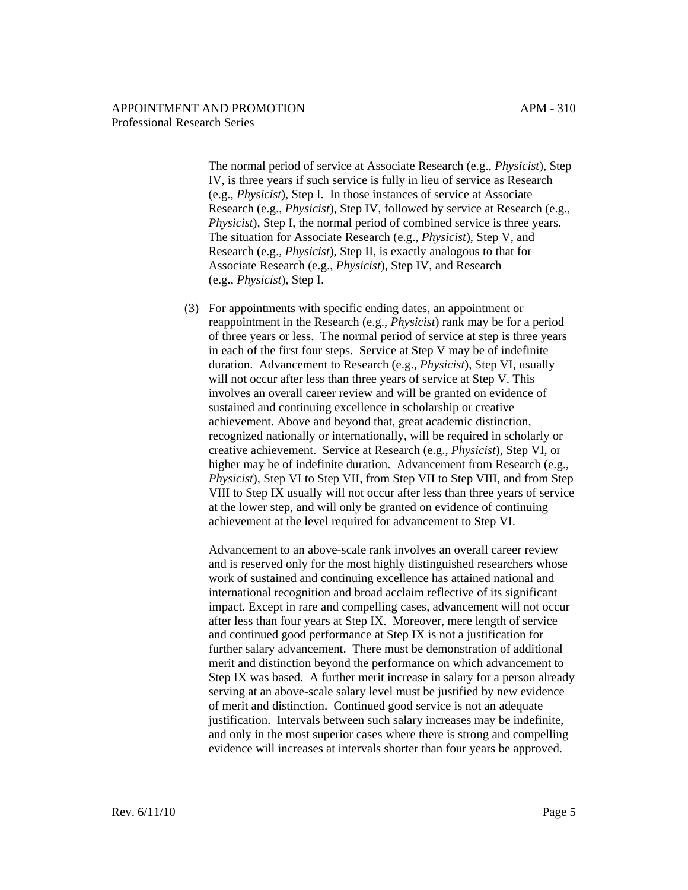The normal period of service at Associate Research (e.g., *Physicist*), Step IV, is three years if such service is fully in lieu of service as Research (e.g., *Physicist*), Step I. In those instances of service at Associate Research (e.g., *Physicist*), Step IV, followed by service at Research (e.g., *Physicist*), Step I, the normal period of combined service is three years. The situation for Associate Research (e.g., *Physicist*), Step V, and Research (e.g., *Physicist*), Step II, is exactly analogous to that for Associate Research (e.g., *Physicist*), Step IV, and Research (e.g., *Physicist*), Step I.

(3) For appointments with specific ending dates, an appointment or reappointment in the Research (e.g., *Physicist*) rank may be for a period of three years or less. The normal period of service at step is three years in each of the first four steps. Service at Step V may be of indefinite duration. Advancement to Research (e.g., *Physicist*), Step VI, usually will not occur after less than three years of service at Step V. This involves an overall career review and will be granted on evidence of sustained and continuing excellence in scholarship or creative achievement. Above and beyond that, great academic distinction, recognized nationally or internationally, will be required in scholarly or creative achievement. Service at Research (e.g., *Physicist*), Step VI, or higher may be of indefinite duration. Advancement from Research (e.g., *Physicist*), Step VI to Step VII, from Step VII to Step VIII, and from Step VIII to Step IX usually will not occur after less than three years of service at the lower step, and will only be granted on evidence of continuing achievement at the level required for advancement to Step VI.

Advancement to an above-scale rank involves an overall career review and is reserved only for the most highly distinguished researchers whose work of sustained and continuing excellence has attained national and international recognition and broad acclaim reflective of its significant impact. Except in rare and compelling cases, advancement will not occur after less than four years at Step IX. Moreover, mere length of service and continued good performance at Step IX is not a justification for further salary advancement. There must be demonstration of additional merit and distinction beyond the performance on which advancement to Step IX was based. A further merit increase in salary for a person already serving at an above-scale salary level must be justified by new evidence of merit and distinction. Continued good service is not an adequate justification. Intervals between such salary increases may be indefinite, and only in the most superior cases where there is strong and compelling evidence will increases at intervals shorter than four years be approved.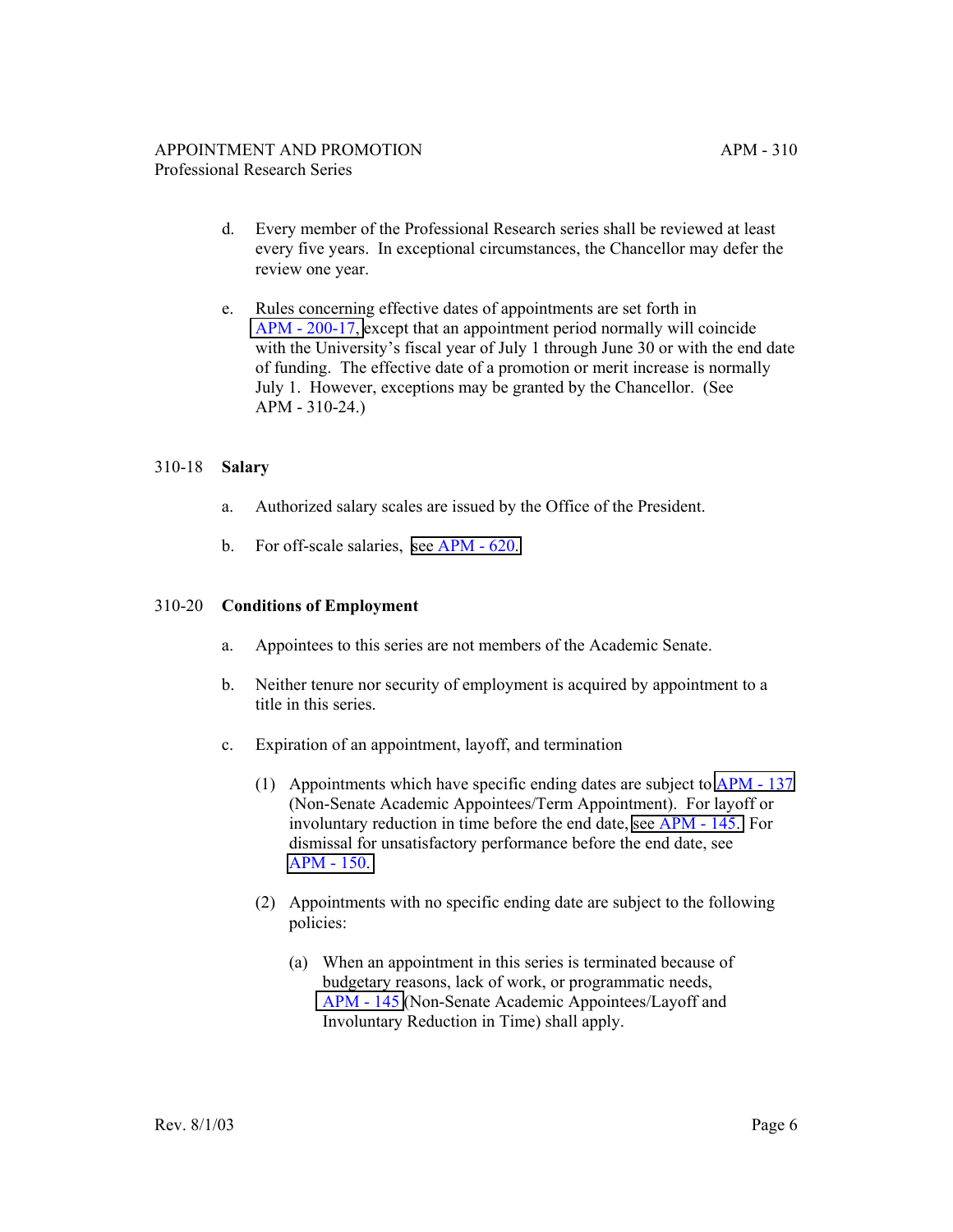d. Every member of the Professional Research series shall be reviewed at least every five years. In exceptional circumstances, the Chancellor may defer the review one year.

e. Rules concerning effective dates of appointments are set forth in APM - 200-17, except that an appointment period normally will coincide with the University's fiscal year of July 1 through June 30 or with the end date of funding. The effective date of a promotion or merit increase is normally July 1. However, exceptions may be granted by the Chancellor. (See APM - 310-24.)

## 310-18 **Salary**

a. Authorized salary scales are issued by the Office of the President.

b. For off-scale salaries, see APM - 620.

## 310-20 **Conditions of Employment**

a. Appointees to this series are not members of the Academic Senate.

b. Neither tenure nor security of employment is acquired by appointment to a title in this series.

c. Expiration of an appointment, layoff, and termination

   (1) Appointments which have specific ending dates are subject to APM - 137 (Non-Senate Academic Appointees/Term Appointment). For layoff or involuntary reduction in time before the end date, see APM - 145. For dismissal for unsatisfactory performance before the end date, see APM - 150.

   (2) Appointments with no specific ending date are subject to the following policies:

      (a) When an appointment in this series is terminated because of budgetary reasons, lack of work, or programmatic needs, APM - 145 (Non-Senate Academic Appointees/Layoff and Involuntary Reduction in Time) shall apply.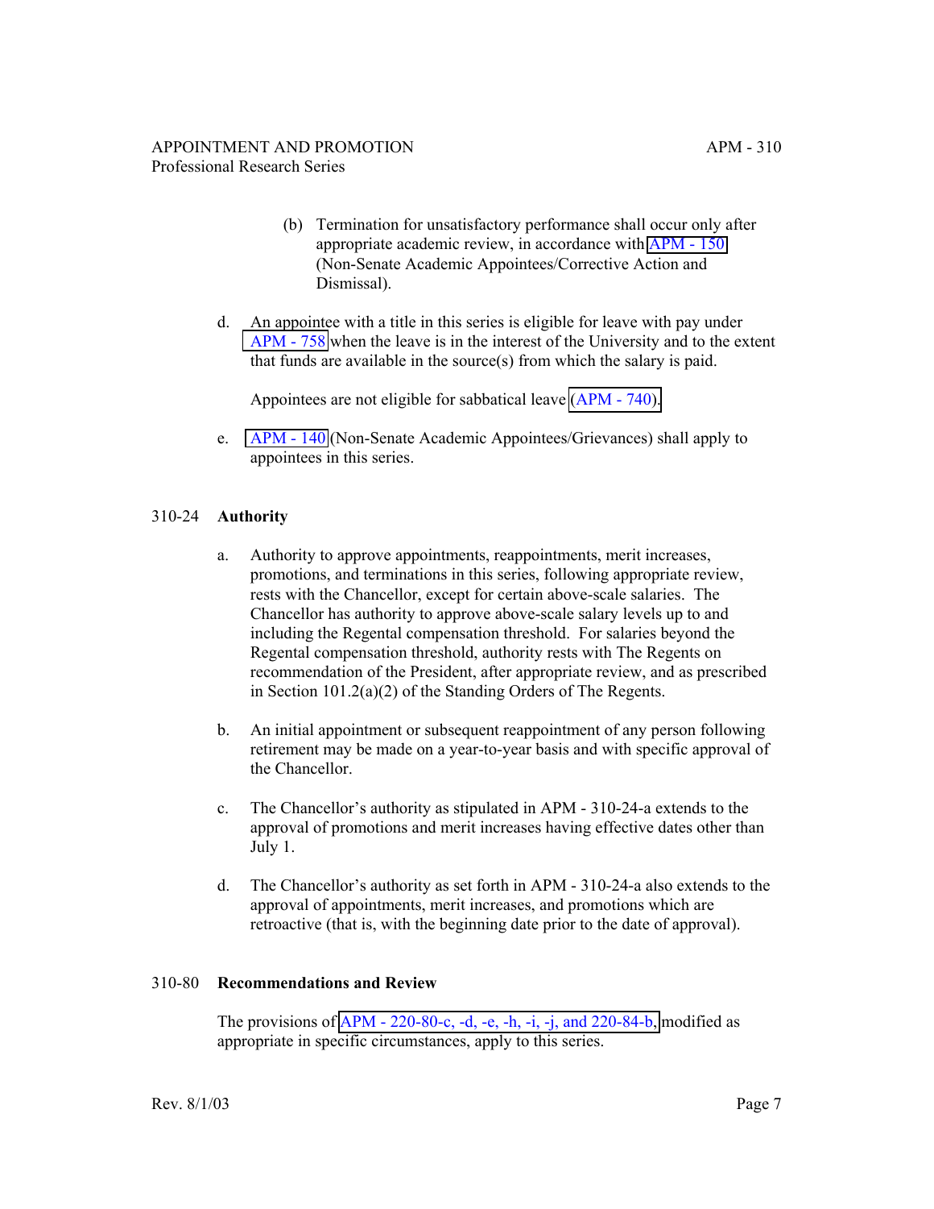(b) Termination for unsatisfactory performance shall occur only after appropriate academic review, in accordance with APM - 150 (Non-Senate Academic Appointees/Corrective Action and Dismissal).

d. An appointee with a title in this series is eligible for leave with pay under APM - 758 when the leave is in the interest of the University and to the extent that funds are available in the source(s) from which the salary is paid.

   Appointees are not eligible for sabbatical leave (APM - 740).

e. APM - 140 (Non-Senate Academic Appointees/Grievances) shall apply to appointees in this series.

## 310-24 Authority

a. Authority to approve appointments, reappointments, merit increases, promotions, and terminations in this series, following appropriate review, rests with the Chancellor, except for certain above-scale salaries. The Chancellor has authority to approve above-scale salary levels up to and including the Regental compensation threshold. For salaries beyond the Regental compensation threshold, authority rests with The Regents on recommendation of the President, after appropriate review, and as prescribed in Section 101.2(a)(2) of the Standing Orders of The Regents.

b. An initial appointment or subsequent reappointment of any person following retirement may be made on a year-to-year basis and with specific approval of the Chancellor.

c. The Chancellor's authority as stipulated in APM - 310-24-a extends to the approval of promotions and merit increases having effective dates other than July 1.

d. The Chancellor's authority as set forth in APM - 310-24-a also extends to the approval of appointments, merit increases, and promotions which are retroactive (that is, with the beginning date prior to the date of approval).

## 310-80 Recommendations and Review

The provisions of APM - 220-80-c, -d, -e, -h, -i, -j, and 220-84-b, modified as appropriate in specific circumstances, apply to this series.